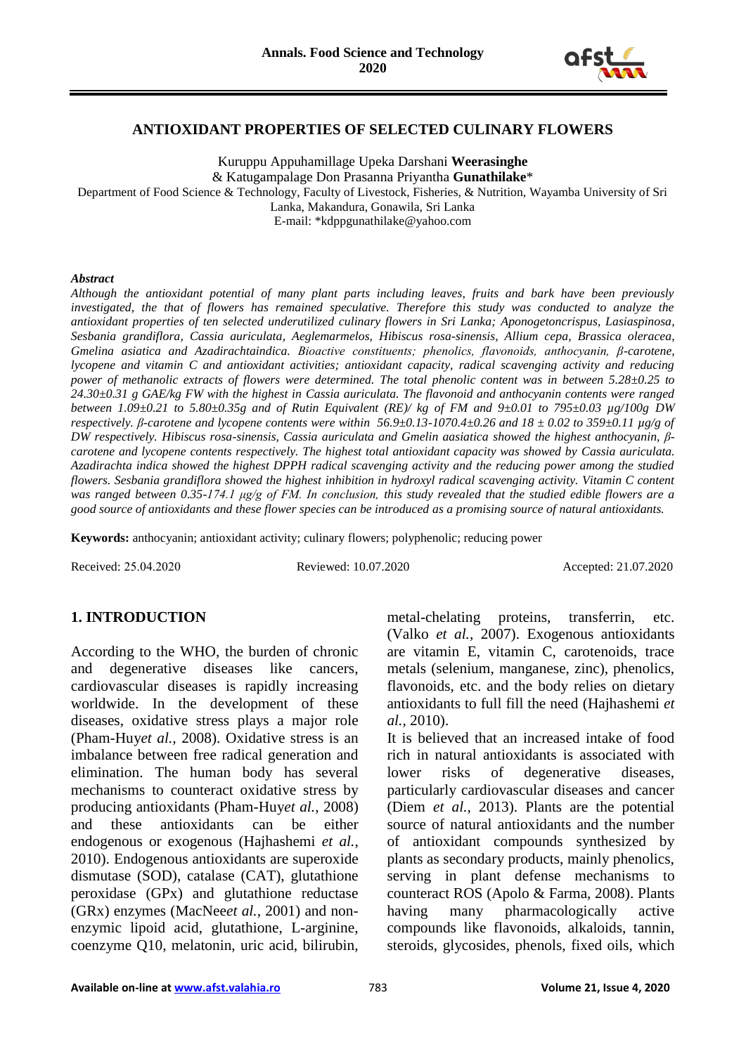# ANTIOXIDANT PROPERTIES OF SELECTED CULINARY FLOWERS

Kuruppu Appuhamillage Upeka Darshani **Weerasinghe**
& Katugampalage Don Prasanna Priyantha **Gunathilake***
Department of Food Science & Technology, Faculty of Livestock, Fisheries, & Nutrition, Wayamba University of Sri Lanka, Makandura, Gonawila, Sri Lanka
E-mail: *kdppgunathilake@yahoo.com

### *Abstract*

*Although the antioxidant potential of many plant parts including leaves, fruits and bark have been previously investigated, the that of flowers has remained speculative. Therefore this study was conducted to analyze the antioxidant properties of ten selected underutilized culinary flowers in Sri Lanka; Aponogetoncrispus, Lasiaspinosa, Sesbania grandiflora, Cassia auriculata, Aeglemarmelos, Hibiscus rosa-sinensis, Allium cepa, Brassica oleracea, Gmelina asiatica and Azadirachtaindica. Bioactive constituents; phenolics, flavonoids, anthocyanin, β-carotene, lycopene and vitamin C and antioxidant activities; antioxidant capacity, radical scavenging activity and reducing power of methanolic extracts of flowers were determined. The total phenolic content was in between 5.28±0.25 to 24.30±0.31 g GAE/kg FW with the highest in Cassia auriculata. The flavonoid and anthocyanin contents were ranged between 1.09±0.21 to 5.80±0.35g and of Rutin Equivalent (RE)/ kg of FM and 9±0.01 to 795±0.03 μg/100g DW respectively. β-carotene and lycopene contents were within 56.9±0.13-1070.4±0.26 and 18 ± 0.02 to 359±0.11 μg/g of DW respectively. Hibiscus rosa-sinensis, Cassia auriculata and Gmelin aasiatica showed the highest anthocyanin, β-carotene and lycopene contents respectively. The highest total antioxidant capacity was showed by Cassia auriculata. Azadirachta indica showed the highest DPPH radical scavenging activity and the reducing power among the studied flowers. Sesbania grandiflora showed the highest inhibition in hydroxyl radical scavenging activity. Vitamin C content was ranged between 0.35-174.1 μg/g of FM. In conclusion, this study revealed that the studied edible flowers are a good source of antioxidants and these flower species can be introduced as a promising source of natural antioxidants.*

**Keywords:** anthocyanin; antioxidant activity; culinary flowers; polyphenolic; reducing power

Received: 25.04.2020 Reviewed: 10.07.2020 Accepted: 21.07.2020

## 1. INTRODUCTION

According to the WHO, the burden of chronic and degenerative diseases like cancers, cardiovascular diseases is rapidly increasing worldwide. In the development of these diseases, oxidative stress plays a major role (Pham-Huy*et al.,* 2008). Oxidative stress is an imbalance between free radical generation and elimination. The human body has several mechanisms to counteract oxidative stress by producing antioxidants (Pham-Huy*et al.,* 2008) and these antioxidants can be either endogenous or exogenous (Hajhashemi *et al.,* 2010). Endogenous antioxidants are superoxide dismutase (SOD), catalase (CAT), glutathione peroxidase (GPx) and glutathione reductase (GRx) enzymes (MacNee*et al.,* 2001) and non-enzymic lipoid acid, glutathione, L-arginine, coenzyme Q10, melatonin, uric acid, bilirubin, metal-chelating proteins, transferrin, etc. (Valko *et al.,* 2007). Exogenous antioxidants are vitamin E, vitamin C, carotenoids, trace metals (selenium, manganese, zinc), phenolics, flavonoids, etc. and the body relies on dietary antioxidants to full fill the need (Hajhashemi *et al.,* 2010).

It is believed that an increased intake of food rich in natural antioxidants is associated with lower risks of degenerative diseases, particularly cardiovascular diseases and cancer (Diem *et al.,* 2013). Plants are the potential source of natural antioxidants and the number of antioxidant compounds synthesized by plants as secondary products, mainly phenolics, serving in plant defense mechanisms to counteract ROS (Apolo & Farma, 2008). Plants having many pharmacologically active compounds like flavonoids, alkaloids, tannin, steroids, glycosides, phenols, fixed oils, which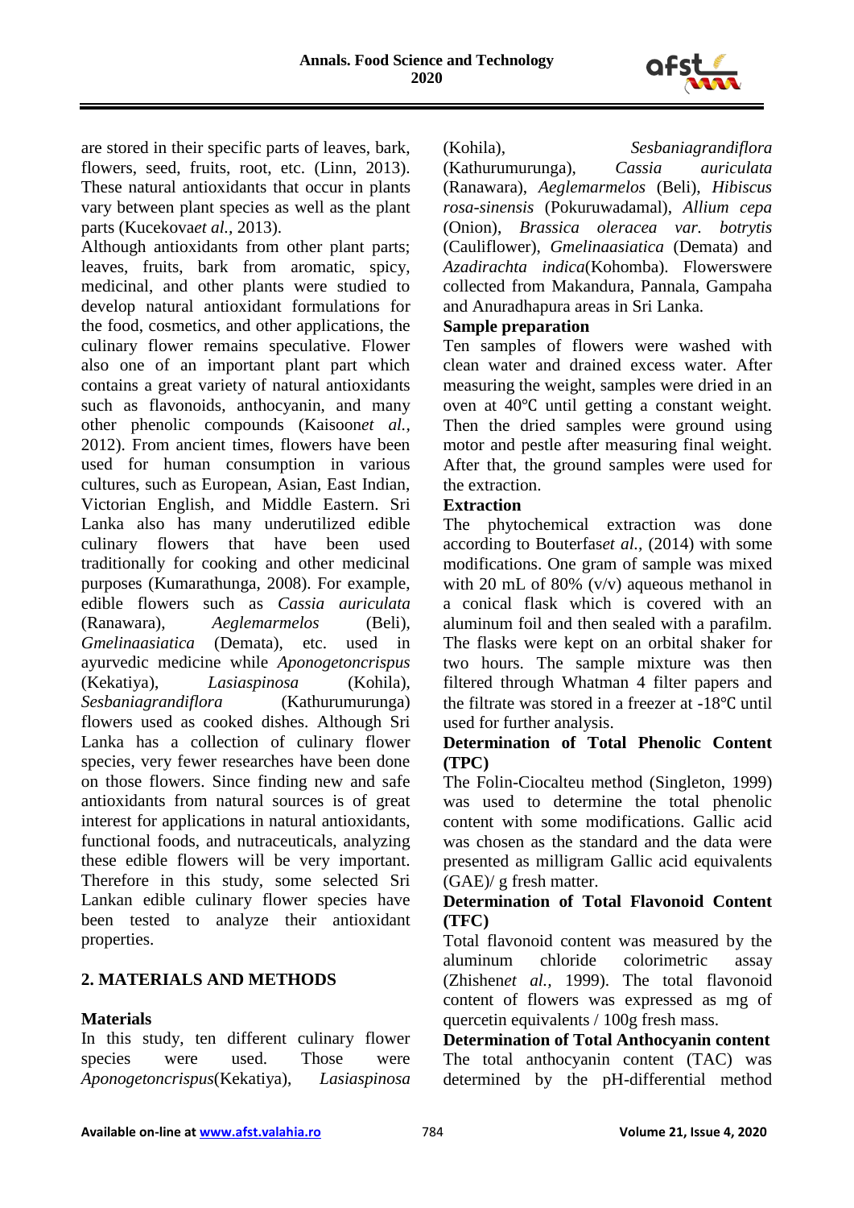are stored in their specific parts of leaves, bark, flowers, seed, fruits, root, etc. (Linn, 2013). These natural antioxidants that occur in plants vary between plant species as well as the plant parts (Kucekova*et al.,* 2013).

Although antioxidants from other plant parts; leaves, fruits, bark from aromatic, spicy, medicinal, and other plants were studied to develop natural antioxidant formulations for the food, cosmetics, and other applications, the culinary flower remains speculative. Flower also one of an important plant part which contains a great variety of natural antioxidants such as flavonoids, anthocyanin, and many other phenolic compounds (Kaisoon*et al.,* 2012). From ancient times, flowers have been used for human consumption in various cultures, such as European, Asian, East Indian, Victorian English, and Middle Eastern. Sri Lanka also has many underutilized edible culinary flowers that have been used traditionally for cooking and other medicinal purposes (Kumarathunga, 2008). For example, edible flowers such as *Cassia auriculata* (Ranawara), *Aeglemarmelos* (Beli), *Gmelinaasiatica* (Demata), etc. used in ayurvedic medicine while *Aponogetoncrispus* (Kekatiya), *Lasiaspinosa* (Kohila), *Sesbaniagrandiflora* (Kathurumurunga) flowers used as cooked dishes. Although Sri Lanka has a collection of culinary flower species, very fewer researches have been done on those flowers. Since finding new and safe antioxidants from natural sources is of great interest for applications in natural antioxidants, functional foods, and nutraceuticals, analyzing these edible flowers will be very important. Therefore in this study, some selected Sri Lankan edible culinary flower species have been tested to analyze their antioxidant properties.

## 2. MATERIALS AND METHODS

### Materials

In this study, ten different culinary flower species were used. Those were *Aponogetoncrispus*(Kekatiya), *Lasiaspinosa* (Kohila), *Sesbaniagrandiflora* (Kathurumurunga), *Cassia auriculata* (Ranawara), *Aeglemarmelos* (Beli), *Hibiscus rosa-sinensis* (Pokuruwadamal), *Allium cepa* (Onion), *Brassica oleracea var. botrytis* (Cauliflower), *Gmelinaasiatica* (Demata) and *Azadirachta indica*(Kohomba). Flowerswere collected from Makandura, Pannala, Gampaha and Anuradhapura areas in Sri Lanka.

### Sample preparation

Ten samples of flowers were washed with clean water and drained excess water. After measuring the weight, samples were dried in an oven at 40℃ until getting a constant weight. Then the dried samples were ground using motor and pestle after measuring final weight. After that, the ground samples were used for the extraction.

### Extraction

The phytochemical extraction was done according to Bouterfas*et al.,* (2014) with some modifications. One gram of sample was mixed with 20 mL of 80% (v/v) aqueous methanol in a conical flask which is covered with an aluminum foil and then sealed with a parafilm. The flasks were kept on an orbital shaker for two hours. The sample mixture was then filtered through Whatman 4 filter papers and the filtrate was stored in a freezer at -18℃ until used for further analysis.

### Determination of Total Phenolic Content (TPC)

The Folin-Ciocalteu method (Singleton, 1999) was used to determine the total phenolic content with some modifications. Gallic acid was chosen as the standard and the data were presented as milligram Gallic acid equivalents (GAE)/ g fresh matter.

### Determination of Total Flavonoid Content (TFC)

Total flavonoid content was measured by the aluminum chloride colorimetric assay (Zhishen*et al.,* 1999). The total flavonoid content of flowers was expressed as mg of quercetin equivalents / 100g fresh mass.

### Determination of Total Anthocyanin content

The total anthocyanin content (TAC) was determined by the pH-differential method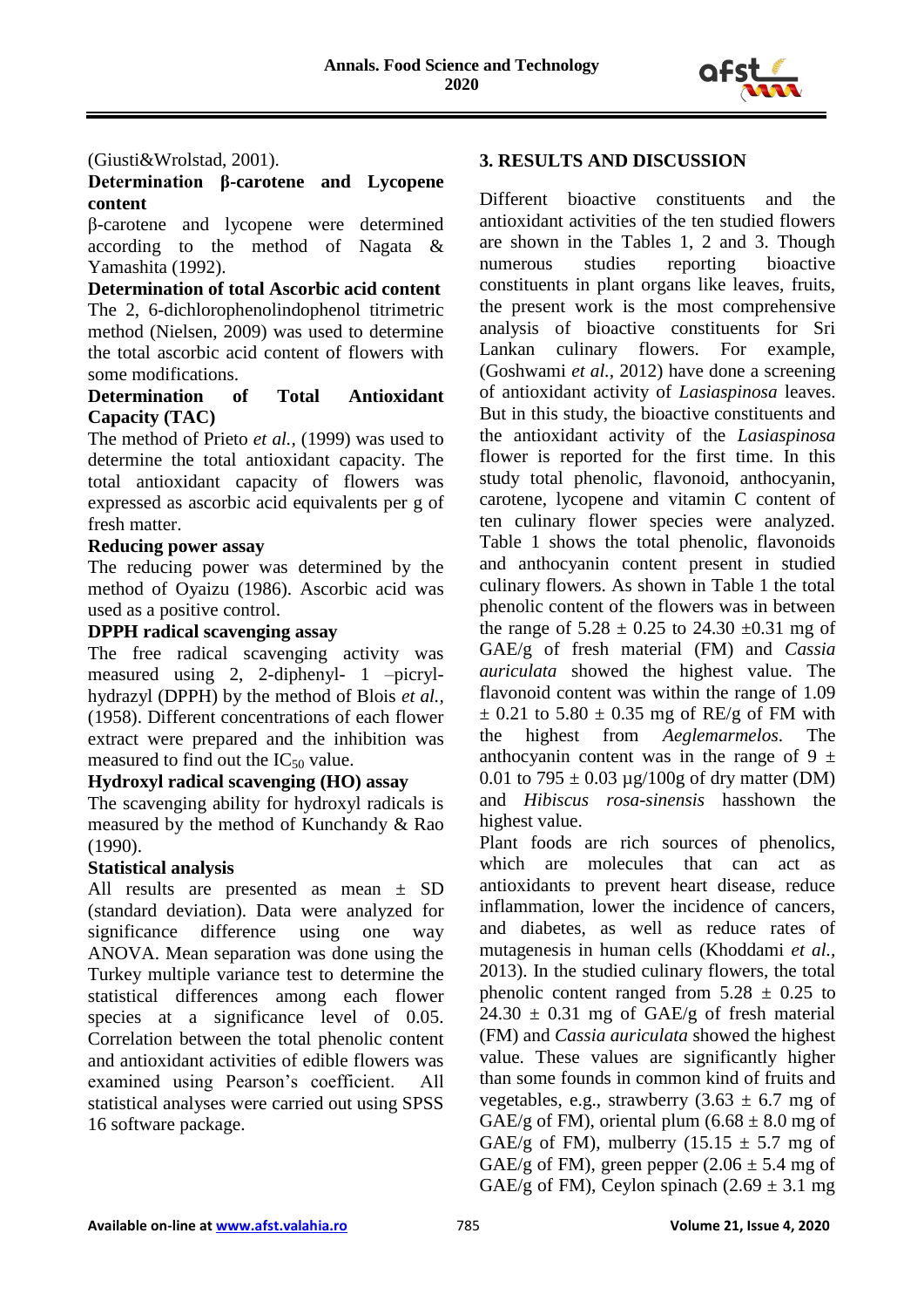(Giusti&Wrolstad, 2001).

**Determination β-carotene and Lycopene content**

β-carotene and lycopene were determined according to the method of Nagata & Yamashita (1992).

**Determination of total Ascorbic acid content**

The 2, 6-dichlorophenolindophenol titrimetric method (Nielsen, 2009) was used to determine the total ascorbic acid content of flowers with some modifications.

**Determination of Total Antioxidant Capacity (TAC)**

The method of Prieto *et al.,* (1999) was used to determine the total antioxidant capacity. The total antioxidant capacity of flowers was expressed as ascorbic acid equivalents per g of fresh matter.

**Reducing power assay**

The reducing power was determined by the method of Oyaizu (1986). Ascorbic acid was used as a positive control.

**DPPH radical scavenging assay**

The free radical scavenging activity was measured using 2, 2-diphenyl- 1 –picryl-hydrazyl (DPPH) by the method of Blois *et al.,* (1958). Different concentrations of each flower extract were prepared and the inhibition was measured to find out the $IC_{50}$ value.

**Hydroxyl radical scavenging (HO) assay**

The scavenging ability for hydroxyl radicals is measured by the method of Kunchandy & Rao (1990).

**Statistical analysis**

All results are presented as mean ± SD (standard deviation). Data were analyzed for significance difference using one way ANOVA. Mean separation was done using the Turkey multiple variance test to determine the statistical differences among each flower species at a significance level of 0.05. Correlation between the total phenolic content and antioxidant activities of edible flowers was examined using Pearson's coefficient. All statistical analyses were carried out using SPSS 16 software package.

## 3. RESULTS AND DISCUSSION

Different bioactive constituents and the antioxidant activities of the ten studied flowers are shown in the Tables 1, 2 and 3. Though numerous studies reporting bioactive constituents in plant organs like leaves, fruits, the present work is the most comprehensive analysis of bioactive constituents for Sri Lankan culinary flowers. For example, (Goshwami *et al.,* 2012) have done a screening of antioxidant activity of *Lasiaspinosa* leaves. But in this study, the bioactive constituents and the antioxidant activity of the *Lasiaspinosa* flower is reported for the first time. In this study total phenolic, flavonoid, anthocyanin, carotene, lycopene and vitamin C content of ten culinary flower species were analyzed. Table 1 shows the total phenolic, flavonoids and anthocyanin content present in studied culinary flowers. As shown in Table 1 the total phenolic content of the flowers was in between the range of 5.28 ± 0.25 to 24.30 ±0.31 mg of GAE/g of fresh material (FM) and *Cassia auriculata* showed the highest value. The flavonoid content was within the range of 1.09 ± 0.21 to 5.80 ± 0.35 mg of RE/g of FM with the highest from *Aeglemarmelos.* The anthocyanin content was in the range of 9 ± 0.01 to 795 ± 0.03 µg/100g of dry matter (DM) and *Hibiscus rosa-sinensis* hasshown the highest value.

Plant foods are rich sources of phenolics, which are molecules that can act as antioxidants to prevent heart disease, reduce inflammation, lower the incidence of cancers, and diabetes, as well as reduce rates of mutagenesis in human cells (Khoddami *et al.,* 2013). In the studied culinary flowers, the total phenolic content ranged from 5.28 ± 0.25 to 24.30 ± 0.31 mg of GAE/g of fresh material (FM) and *Cassia auriculata* showed the highest value. These values are significantly higher than some founds in common kind of fruits and vegetables, e.g., strawberry (3.63 ± 6.7 mg of GAE/g of FM), oriental plum (6.68 ± 8.0 mg of GAE/g of FM), mulberry (15.15 ± 5.7 mg of GAE/g of FM), green pepper (2.06 ± 5.4 mg of GAE/g of FM), Ceylon spinach (2.69 ± 3.1 mg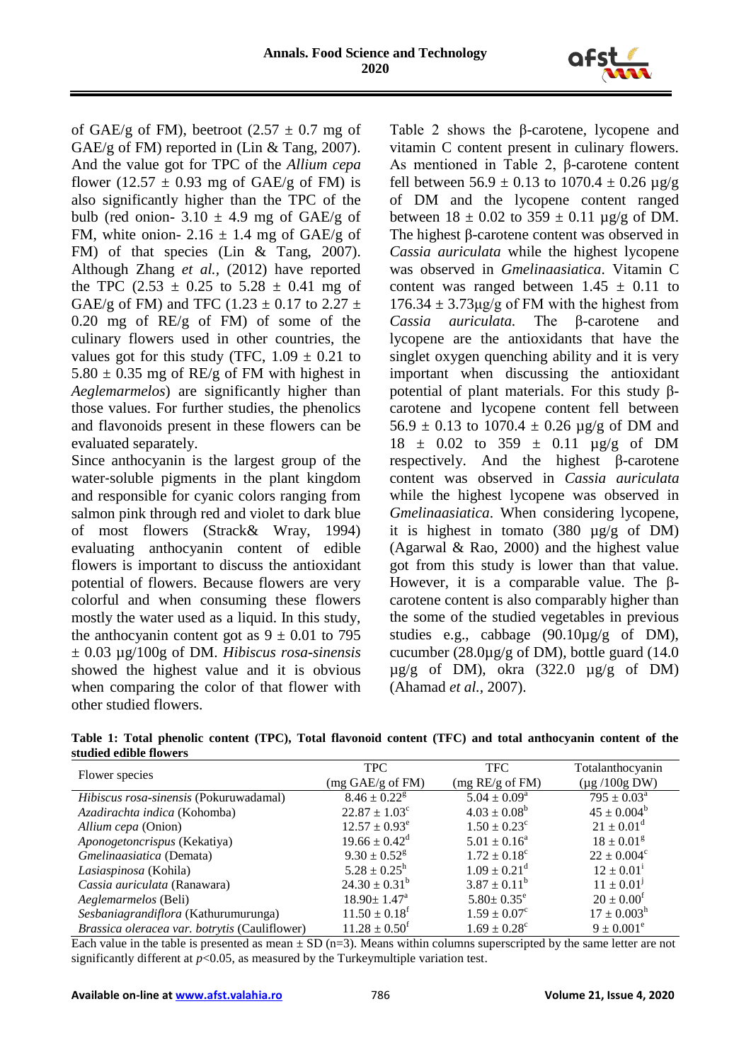of GAE/g of FM), beetroot (2.57 ± 0.7 mg of GAE/g of FM) reported in (Lin & Tang, 2007). And the value got for TPC of the *Allium cepa* flower (12.57 ± 0.93 mg of GAE/g of FM) is also significantly higher than the TPC of the bulb (red onion- 3.10 ± 4.9 mg of GAE/g of FM, white onion- 2.16 ± 1.4 mg of GAE/g of FM) of that species (Lin & Tang, 2007). Although Zhang *et al.,* (2012) have reported the TPC (2.53 ± 0.25 to 5.28 ± 0.41 mg of GAE/g of FM) and TFC (1.23 ± 0.17 to 2.27 ± 0.20 mg of RE/g of FM) of some of the culinary flowers used in other countries, the values got for this study (TFC, 1.09 ± 0.21 to 5.80 ± 0.35 mg of RE/g of FM with highest in *Aeglemarmelos*) are significantly higher than those values. For further studies, the phenolics and flavonoids present in these flowers can be evaluated separately.

Since anthocyanin is the largest group of the water-soluble pigments in the plant kingdom and responsible for cyanic colors ranging from salmon pink through red and violet to dark blue of most flowers (Strack& Wray, 1994) evaluating anthocyanin content of edible flowers is important to discuss the antioxidant potential of flowers. Because flowers are very colorful and when consuming these flowers mostly the water used as a liquid. In this study, the anthocyanin content got as 9 ± 0.01 to 795 ± 0.03 µg/100g of DM. *Hibiscus rosa-sinensis* showed the highest value and it is obvious when comparing the color of that flower with other studied flowers.

Table 2 shows the β-carotene, lycopene and vitamin C content present in culinary flowers. As mentioned in Table 2, β-carotene content fell between 56.9 ± 0.13 to 1070.4 ± 0.26 µg/g of DM and the lycopene content ranged between 18 ± 0.02 to 359 ± 0.11 µg/g of DM. The highest β-carotene content was observed in *Cassia auriculata* while the highest lycopene was observed in *Gmelinaasiatica*. Vitamin C content was ranged between 1.45 ± 0.11 to 176.34 ± 3.73µg/g of FM with the highest from *Cassia auriculata.* The β-carotene and lycopene are the antioxidants that have the singlet oxygen quenching ability and it is very important when discussing the antioxidant potential of plant materials. For this study β-carotene and lycopene content fell between 56.9 ± 0.13 to 1070.4 ± 0.26 µg/g of DM and 18 ± 0.02 to 359 ± 0.11 µg/g of DM respectively. And the highest β-carotene content was observed in *Cassia auriculata* while the highest lycopene was observed in *Gmelinaasiatica*. When considering lycopene, it is highest in tomato (380 µg/g of DM) (Agarwal & Rao, 2000) and the highest value got from this study is lower than that value. However, it is a comparable value. The β-carotene content is also comparably higher than the some of the studied vegetables in previous studies e.g., cabbage (90.10µg/g of DM), cucumber (28.0µg/g of DM), bottle guard (14.0 µg/g of DM), okra (322.0 µg/g of DM) (Ahamad *et al.*, 2007).

**Table 1: Total phenolic content (TPC), Total flavonoid content (TFC) and total anthocyanin content of the studied edible flowers**

| Flower species | TPC (mg GAE/g of FM) | TFC (mg RE/g of FM) | Totalanthocyanin (µg /100g DW) |
|---|---|---|---|
| *Hibiscus rosa-sinensis* (Pokuruwadamal) | 8.46 ± 0.22[g] | 5.04 ± 0.09[a] | 795 ± 0.03[a] |
| *Azadirachta indica* (Kohomba) | 22.87 ± 1.03[c] | 4.03 ± 0.08[b] | 45 ± 0.004[b] |
| *Allium cepa* (Onion) | 12.57 ± 0.93[e] | 1.50 ± 0.23[c] | 21 ± 0.01[d] |
| *Aponogetoncrispus* (Kekatiya) | 19.66 ± 0.42[d] | 5.01 ± 0.16[a] | 18 ± 0.01[g] |
| *Gmelinaasiatica* (Demata) | 9.30 ± 0.52[g] | 1.72 ± 0.18[c] | 22 ± 0.004[c] |
| *Lasiaspinosa* (Kohila) | 5.28 ± 0.25[h] | 1.09 ± 0.21[d] | 12 ± 0.01[i] |
| *Cassia auriculata* (Ranawara) | 24.30 ± 0.31[b] | 3.87 ± 0.11[b] | 11 ± 0.01[j] |
| *Aeglemarmelos* (Beli) | 18.90± 1.47[a] | 5.80± 0.35[e] | 20 ± 0.00[f] |
| *Sesbaniagrandiflora* (Kathurumurunga) | 11.50 ± 0.18[f] | 1.59 ± 0.07[c] | 17 ± 0.003[h] |
| *Brassica oleracea var. botrytis* (Cauliflower) | 11.28 ± 0.50[f] | 1.69 ± 0.28[c] | 9 ± 0.001[e] |

Each value in the table is presented as mean ± SD (n=3). Means within columns superscripted by the same letter are not significantly different at $p$<0.05, as measured by the Turkeymultiple variation test.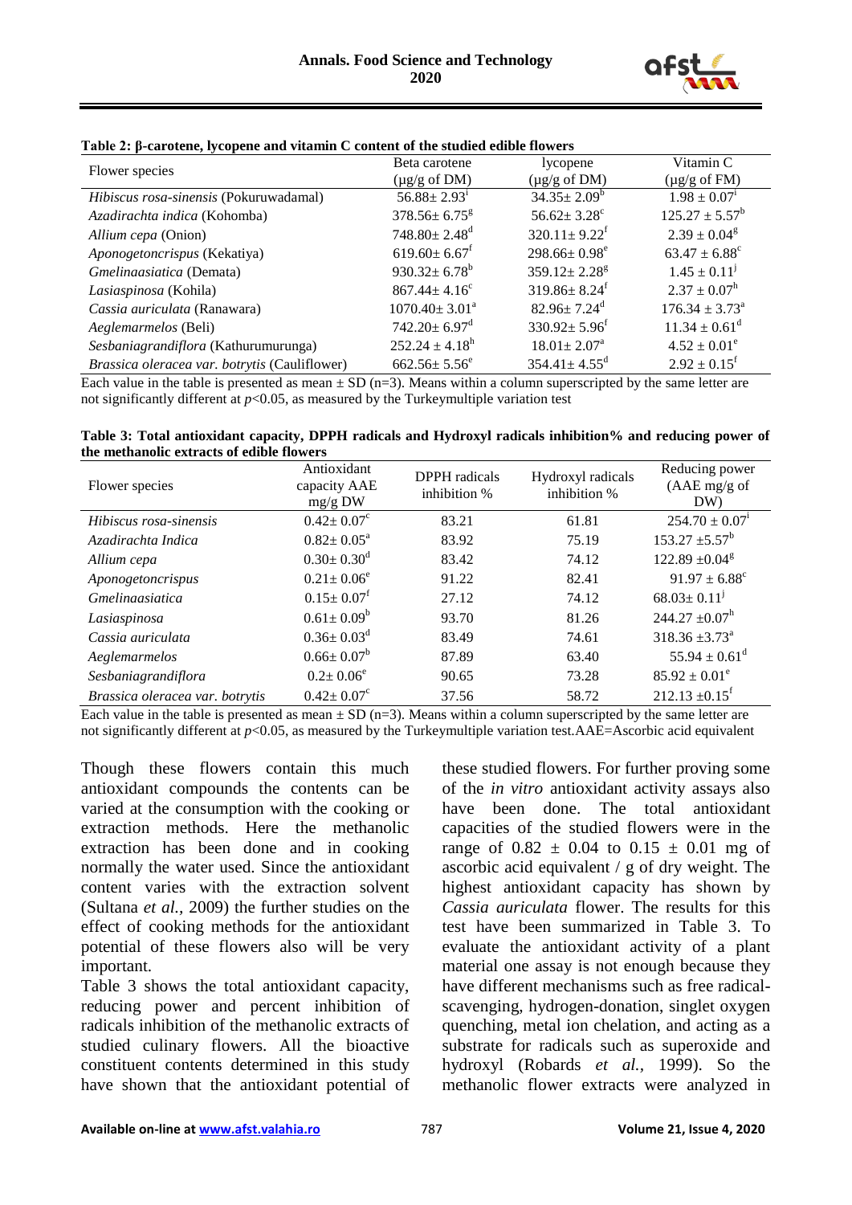**Table 2: β-carotene, lycopene and vitamin C content of the studied edible flowers**

| Flower species | Beta carotene (μg/g of DM) | lycopene (μg/g of DM) | Vitamin C (μg/g of FM) |
|---|---|---|---|
| *Hibiscus rosa-sinensis* (Pokuruwadamal) | $56.88 \pm 2.93^{i}$ | $34.35 \pm 2.09^{b}$ | $1.98 \pm 0.07^{i}$ |
| *Azadirachta indica* (Kohomba) | $378.56 \pm 6.75^{g}$ | $56.62 \pm 3.28^{c}$ | $125.27 \pm 5.57^{b}$ |
| *Allium cepa* (Onion) | $748.80 \pm 2.48^{d}$ | $320.11 \pm 9.22^{f}$ | $2.39 \pm 0.04^{g}$ |
| *Aponogetoncrispus* (Kekatiya) | $619.60 \pm 6.67^{f}$ | $298.66 \pm 0.98^{e}$ | $63.47 \pm 6.88^{c}$ |
| *Gmelinaasiatica* (Demata) | $930.32 \pm 6.78^{b}$ | $359.12 \pm 2.28^{g}$ | $1.45 \pm 0.11^{j}$ |
| *Lasiaspinosa* (Kohila) | $867.44 \pm 4.16^{c}$ | $319.86 \pm 8.24^{f}$ | $2.37 \pm 0.07^{h}$ |
| *Cassia auriculata* (Ranawara) | $1070.40 \pm 3.01^{a}$ | $82.96 \pm 7.24^{d}$ | $176.34 \pm 3.73^{a}$ |
| *Aeglemarmelos* (Beli) | $742.20 \pm 6.97^{d}$ | $330.92 \pm 5.96^{f}$ | $11.34 \pm 0.61^{d}$ |
| *Sesbaniagrandiflora* (Kathurumurunga) | $252.24 \pm 4.18^{h}$ | $18.01 \pm 2.07^{a}$ | $4.52 \pm 0.01^{e}$ |
| *Brassica oleracea var. botrytis* (Cauliflower) | $662.56 \pm 5.56^{e}$ | $354.41 \pm 4.55^{d}$ | $2.92 \pm 0.15^{f}$ |

Each value in the table is presented as mean ± SD (n=3). Means within a column superscripted by the same letter are not significantly different at $p<0.05$, as measured by the Turkeymultiple variation test

**Table 3: Total antioxidant capacity, DPPH radicals and Hydroxyl radicals inhibition% and reducing power of the methanolic extracts of edible flowers**

| Flower species | Antioxidant capacity AAE mg/g DW | DPPH radicals inhibition % | Hydroxyl radicals inhibition % | Reducing power (AAE mg/g of DW) |
|---|---|---|---|---|
| *Hibiscus rosa-sinensis* | $0.42 \pm 0.07^{c}$ | 83.21 | 61.81 | $254.70 \pm 0.07^{i}$ |
| *Azadirachta Indica* | $0.82 \pm 0.05^{a}$ | 83.92 | 75.19 | $153.27 \pm 5.57^{b}$ |
| *Allium cepa* | $0.30 \pm 0.30^{d}$ | 83.42 | 74.12 | $122.89 \pm 0.04^{g}$ |
| *Aponogetoncrispus* | $0.21 \pm 0.06^{e}$ | 91.22 | 82.41 | $91.97 \pm 6.88^{c}$ |
| *Gmelinaasiatica* | $0.15 \pm 0.07^{f}$ | 27.12 | 74.12 | $68.03 \pm 0.11^{j}$ |
| *Lasiaspinosa* | $0.61 \pm 0.09^{b}$ | 93.70 | 81.26 | $244.27 \pm 0.07^{h}$ |
| *Cassia auriculata* | $0.36 \pm 0.03^{d}$ | 83.49 | 74.61 | $318.36 \pm 3.73^{a}$ |
| *Aeglemarmelos* | $0.66 \pm 0.07^{b}$ | 87.89 | 63.40 | $55.94 \pm 0.61^{d}$ |
| *Sesbaniagrandiflora* | $0.2 \pm 0.06^{e}$ | 90.65 | 73.28 | $85.92 \pm 0.01^{e}$ |
| *Brassica oleracea var. botrytis* | $0.42 \pm 0.07^{c}$ | 37.56 | 58.72 | $212.13 \pm 0.15^{f}$ |

Each value in the table is presented as mean ± SD (n=3). Means within a column superscripted by the same letter are not significantly different at $p<0.05$, as measured by the Turkeymultiple variation test.AAE=Ascorbic acid equivalent

Though these flowers contain this much antioxidant compounds the contents can be varied at the consumption with the cooking or extraction methods. Here the methanolic extraction has been done and in cooking normally the water used. Since the antioxidant content varies with the extraction solvent (Sultana *et al.*, 2009) the further studies on the effect of cooking methods for the antioxidant potential of these flowers also will be very important.

Table 3 shows the total antioxidant capacity, reducing power and percent inhibition of radicals inhibition of the methanolic extracts of studied culinary flowers. All the bioactive constituent contents determined in this study have shown that the antioxidant potential of these studied flowers. For further proving some of the *in vitro* antioxidant activity assays also have been done. The total antioxidant capacities of the studied flowers were in the range of 0.82 ± 0.04 to 0.15 ± 0.01 mg of ascorbic acid equivalent / g of dry weight. The highest antioxidant capacity has shown by *Cassia auriculata* flower. The results for this test have been summarized in Table 3. To evaluate the antioxidant activity of a plant material one assay is not enough because they have different mechanisms such as free radical-scavenging, hydrogen-donation, singlet oxygen quenching, metal ion chelation, and acting as a substrate for radicals such as superoxide and hydroxyl (Robards *et al.*, 1999). So the methanolic flower extracts were analyzed in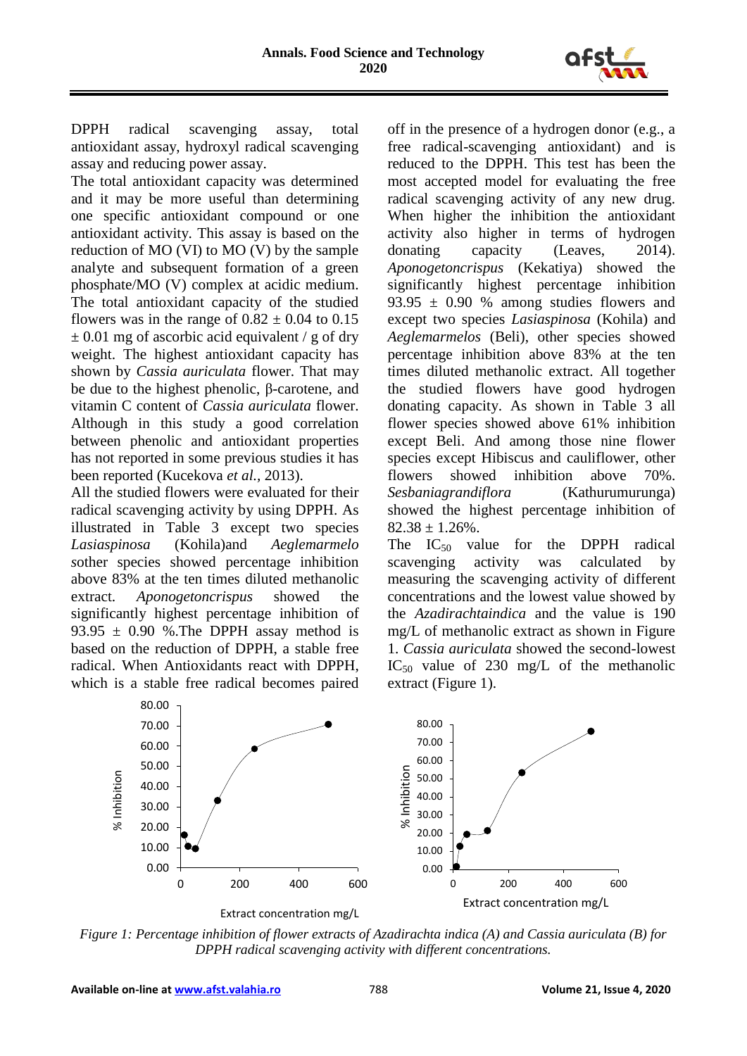DPPH radical scavenging assay, total antioxidant assay, hydroxyl radical scavenging assay and reducing power assay.

The total antioxidant capacity was determined and it may be more useful than determining one specific antioxidant compound or one antioxidant activity. This assay is based on the reduction of MO (VI) to MO (V) by the sample analyte and subsequent formation of a green phosphate/MO (V) complex at acidic medium. The total antioxidant capacity of the studied flowers was in the range of $0.82 \pm 0.04$ to $0.15 \pm 0.01$ mg of ascorbic acid equivalent / g of dry weight. The highest antioxidant capacity has shown by *Cassia auriculata* flower. That may be due to the highest phenolic, β-carotene, and vitamin C content of *Cassia auriculata* flower. Although in this study a good correlation between phenolic and antioxidant properties has not reported in some previous studies it has been reported (Kucekova *et al.*, 2013).

All the studied flowers were evaluated for their radical scavenging activity by using DPPH. As illustrated in Table 3 except two species *Lasiaspinosa* (Kohila)and *Aeglemarmelo s*other species showed percentage inhibition above 83% at the ten times diluted methanolic extract. *Aponogetoncrispus* showed the significantly highest percentage inhibition of $93.95 \pm 0.90$ %.The DPPH assay method is based on the reduction of DPPH, a stable free radical. When Antioxidants react with DPPH, which is a stable free radical becomes paired off in the presence of a hydrogen donor (e.g., a free radical-scavenging antioxidant) and is reduced to the DPPH. This test has been the most accepted model for evaluating the free radical scavenging activity of any new drug. When higher the inhibition the antioxidant activity also higher in terms of hydrogen donating capacity (Leaves, 2014). *Aponogetoncrispus* (Kekatiya) showed the significantly highest percentage inhibition $93.95 \pm 0.90$ % among studies flowers and except two species *Lasiaspinosa* (Kohila) and *Aeglemarmelos* (Beli), other species showed percentage inhibition above 83% at the ten times diluted methanolic extract. All together the studied flowers have good hydrogen donating capacity. As shown in Table 3 all flower species showed above 61% inhibition except Beli. And among those nine flower species except Hibiscus and cauliflower, other flowers showed inhibition above 70%. *Sesbaniagrandiflora* (Kathurumurunga) showed the highest percentage inhibition of $82.38 \pm 1.26$%.

The $IC_{50}$ value for the DPPH radical scavenging activity was calculated by measuring the scavenging activity of different concentrations and the lowest value showed by the *Azadirachtaindica* and the value is 190 mg/L of methanolic extract as shown in Figure 1. *Cassia auriculata* showed the second-lowest $IC_{50}$ value of 230 mg/L of the methanolic extract (Figure 1).

*Figure 1: Percentage inhibition of flower extracts of Azadirachta indica (A) and Cassia auriculata (B) for DPPH radical scavenging activity with different concentrations.*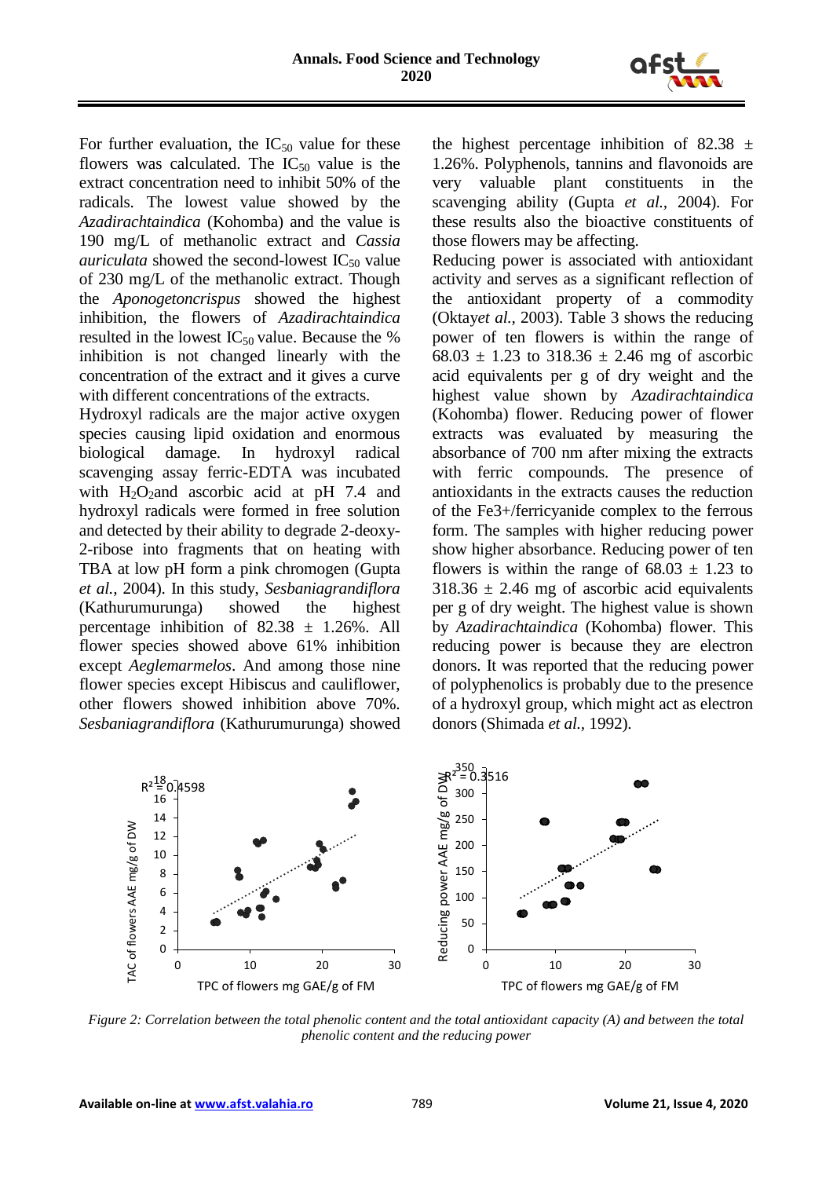For further evaluation, the $IC_{50}$ value for these flowers was calculated. The $IC_{50}$ value is the extract concentration need to inhibit 50% of the radicals. The lowest value showed by the *Azadirachtaindica* (Kohomba) and the value is 190 mg/L of methanolic extract and *Cassia auriculata* showed the second-lowest $IC_{50}$ value of 230 mg/L of the methanolic extract. Though the *Aponogetoncrispus* showed the highest inhibition, the flowers of *Azadirachtaindica* resulted in the lowest $IC_{50}$ value. Because the % inhibition is not changed linearly with the concentration of the extract and it gives a curve with different concentrations of the extracts.

Hydroxyl radicals are the major active oxygen species causing lipid oxidation and enormous biological damage. In hydroxyl radical scavenging assay ferric-EDTA was incubated with $H_2O_2$and ascorbic acid at pH 7.4 and hydroxyl radicals were formed in free solution and detected by their ability to degrade 2-deoxy-2-ribose into fragments that on heating with TBA at low pH form a pink chromogen (Gupta *et al.,* 2004). In this study, *Sesbaniagrandiflora* (Kathurumurunga) showed the highest percentage inhibition of 82.38 ± 1.26%. All flower species showed above 61% inhibition except *Aeglemarmelos*. And among those nine flower species except Hibiscus and cauliflower, other flowers showed inhibition above 70%. *Sesbaniagrandiflora* (Kathurumurunga) showed the highest percentage inhibition of 82.38 ± 1.26%. Polyphenols, tannins and flavonoids are very valuable plant constituents in the scavenging ability (Gupta *et al.,* 2004). For these results also the bioactive constituents of those flowers may be affecting.

Reducing power is associated with antioxidant activity and serves as a significant reflection of the antioxidant property of a commodity (Oktay*et al.,* 2003). Table 3 shows the reducing power of ten flowers is within the range of 68.03 ± 1.23 to 318.36 ± 2.46 mg of ascorbic acid equivalents per g of dry weight and the highest value shown by *Azadirachtaindica* (Kohomba) flower. Reducing power of flower extracts was evaluated by measuring the absorbance of 700 nm after mixing the extracts with ferric compounds. The presence of antioxidants in the extracts causes the reduction of the $Fe^{3+}$/ferricyanide complex to the ferrous form. The samples with higher reducing power show higher absorbance. Reducing power of ten flowers is within the range of 68.03 ± 1.23 to 318.36 ± 2.46 mg of ascorbic acid equivalents per g of dry weight. The highest value is shown by *Azadirachtaindica* (Kohomba) flower. This reducing power is because they are electron donors. It was reported that the reducing power of polyphenolics is probably due to the presence of a hydroxyl group, which might act as electron donors (Shimada *et al.,* 1992).

*Figure 2: Correlation between the total phenolic content and the total antioxidant capacity (A) and between the total phenolic content and the reducing power*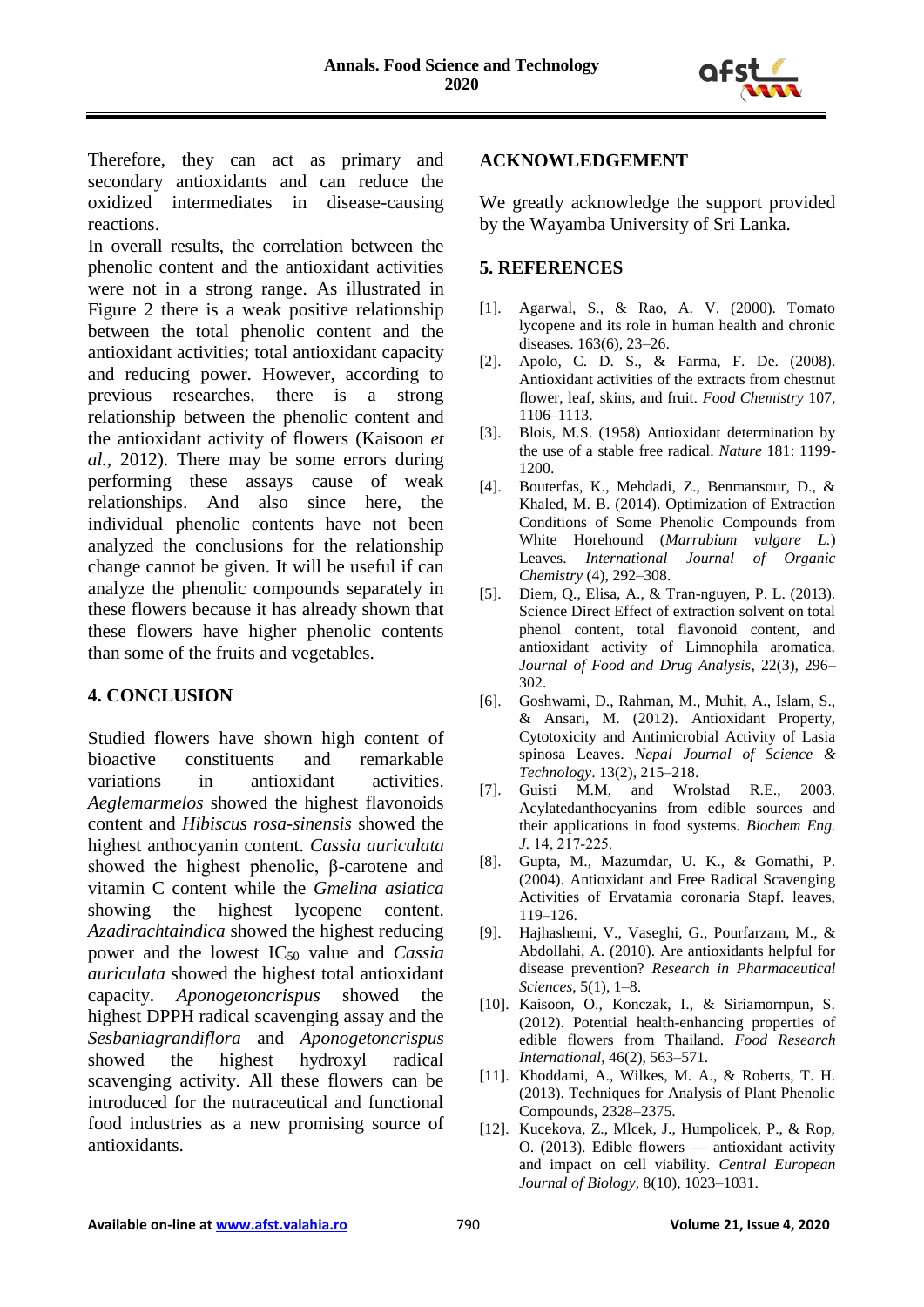Therefore, they can act as primary and secondary antioxidants and can reduce the oxidized intermediates in disease-causing reactions.

In overall results, the correlation between the phenolic content and the antioxidant activities were not in a strong range. As illustrated in Figure 2 there is a weak positive relationship between the total phenolic content and the antioxidant activities; total antioxidant capacity and reducing power. However, according to previous researches, there is a strong relationship between the phenolic content and the antioxidant activity of flowers (Kaisoon *et al.*, 2012). There may be some errors during performing these assays cause of weak relationships. And also since here, the individual phenolic contents have not been analyzed the conclusions for the relationship change cannot be given. It will be useful if can analyze the phenolic compounds separately in these flowers because it has already shown that these flowers have higher phenolic contents than some of the fruits and vegetables.

## 4. CONCLUSION

Studied flowers have shown high content of bioactive constituents and remarkable variations in antioxidant activities. *Aeglemarmelos* showed the highest flavonoids content and *Hibiscus rosa-sinensis* showed the highest anthocyanin content. *Cassia auriculata* showed the highest phenolic, β-carotene and vitamin C content while the *Gmelina asiatica* showing the highest lycopene content. *Azadirachtaindica* showed the highest reducing power and the lowest $IC_{50}$ value and *Cassia auriculata* showed the highest total antioxidant capacity. *Aponogetoncrispus* showed the highest DPPH radical scavenging assay and the *Sesbaniagrandiflora* and *Aponogetoncrispus* showed the highest hydroxyl radical scavenging activity. All these flowers can be introduced for the nutraceutical and functional food industries as a new promising source of antioxidants.

## ACKNOWLEDGEMENT

We greatly acknowledge the support provided by the Wayamba University of Sri Lanka.

## 5. REFERENCES

[1]. Agarwal, S., & Rao, A. V. (2000). Tomato lycopene and its role in human health and chronic diseases. 163(6), 23–26.

[2]. Apolo, C. D. S., & Farma, F. De. (2008). Antioxidant activities of the extracts from chestnut flower, leaf, skins, and fruit. *Food Chemistry* 107, 1106–1113.

[3]. Blois, M.S. (1958) Antioxidant determination by the use of a stable free radical. *Nature* 181: 1199-1200.

[4]. Bouterfas, K., Mehdadi, Z., Benmansour, D., & Khaled, M. B. (2014). Optimization of Extraction Conditions of Some Phenolic Compounds from White Horehound (*Marrubium vulgare L.*) Leaves. *International Journal of Organic Chemistry* (4), 292–308.

[5]. Diem, Q., Elisa, A., & Tran-nguyen, P. L. (2013). Science Direct Effect of extraction solvent on total phenol content, total flavonoid content, and antioxidant activity of Limnophila aromatica. *Journal of Food and Drug Analysis*, 22(3), 296–302.

[6]. Goshwami, D., Rahman, M., Muhit, A., Islam, S., & Ansari, M. (2012). Antioxidant Property, Cytotoxicity and Antimicrobial Activity of Lasia spinosa Leaves. *Nepal Journal of Science & Technology*. 13(2), 215–218.

[7]. Guisti M.M, and Wrolstad R.E., 2003. Acylatedanthocyanins from edible sources and their applications in food systems. *Biochem Eng. J.* 14, 217-225.

[8]. Gupta, M., Mazumdar, U. K., & Gomathi, P. (2004). Antioxidant and Free Radical Scavenging Activities of Ervatamia coronaria Stapf. leaves, 119–126.

[9]. Hajhashemi, V., Vaseghi, G., Pourfarzam, M., & Abdollahi, A. (2010). Are antioxidants helpful for disease prevention? *Research in Pharmaceutical Sciences*, 5(1), 1–8.

[10]. Kaisoon, O., Konczak, I., & Siriamornpun, S. (2012). Potential health-enhancing properties of edible flowers from Thailand. *Food Research International*, 46(2), 563–571.

[11]. Khoddami, A., Wilkes, M. A., & Roberts, T. H. (2013). Techniques for Analysis of Plant Phenolic Compounds, 2328–2375.

[12]. Kucekova, Z., Mlcek, J., Humpolicek, P., & Rop, O. (2013). Edible flowers — antioxidant activity and impact on cell viability. *Central European Journal of Biology*, 8(10), 1023–1031.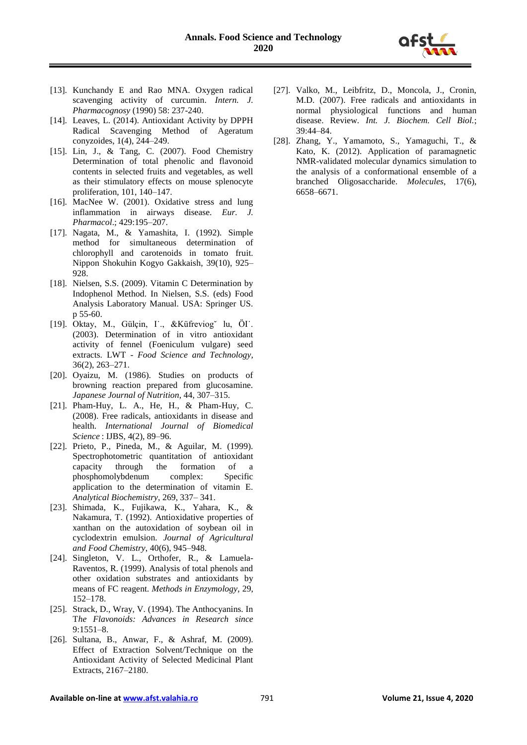[13]. Kunchandy E and Rao MNA. Oxygen radical scavenging activity of curcumin. *Intern. J. Pharmacognosy* (1990) 58: 237-240.

[14]. Leaves, L. (2014). Antioxidant Activity by DPPH Radical Scavenging Method of Ageratum conyzoides, 1(4), 244–249.

[15]. Lin, J., & Tang, C. (2007). Food Chemistry Determination of total phenolic and flavonoid contents in selected fruits and vegetables, as well as their stimulatory effects on mouse splenocyte proliferation, 101, 140–147.

[16]. MacNee W. (2001). Oxidative stress and lung inflammation in airways disease. *Eur. J. Pharmacol*.; 429:195–207.

[17]. Nagata, M., & Yamashita, I. (1992). Simple method for simultaneous determination of chlorophyll and carotenoids in tomato fruit. Nippon Shokuhin Kogyo Gakkaish, 39(10), 925–928.

[18]. Nielsen, S.S. (2009). Vitamin C Determination by Indophenol Method. In Nielsen, S.S. (eds) Food Analysis Laboratory Manual. USA: Springer US. p 55-60.

[19]. Oktay, M., Gülçin, I˙., &Küfreviog˘ lu, ÖI˙. (2003). Determination of in vitro antioxidant activity of fennel (Foeniculum vulgare) seed extracts. LWT - *Food Science and Technology*, 36(2), 263–271.

[20]. Oyaizu, M. (1986). Studies on products of browning reaction prepared from glucosamine. *Japanese Journal of Nutrition*, 44, 307–315.

[21]. Pham-Huy, L. A., He, H., & Pham-Huy, C. (2008). Free radicals, antioxidants in disease and health. *International Journal of Biomedical Science* : IJBS, 4(2), 89–96.

[22]. Prieto, P., Pineda, M., & Aguilar, M. (1999). Spectrophotometric quantitation of antioxidant capacity through the formation of a phosphomolybdenum complex: Specific application to the determination of vitamin E. *Analytical Biochemistry*, 269, 337– 341.

[23]. Shimada, K., Fujikawa, K., Yahara, K., & Nakamura, T. (1992). Antioxidative properties of xanthan on the autoxidation of soybean oil in cyclodextrin emulsion. *Journal of Agricultural and Food Chemistry*, 40(6), 945–948.

[24]. Singleton, V. L., Orthofer, R., & Lamuela-Raventos, R. (1999). Analysis of total phenols and other oxidation substrates and antioxidants by means of FC reagent. *Methods in Enzymology*, 29, 152–178.

[25]. Strack, D., Wray, V. (1994). The Anthocyanins. In T*he Flavonoids: Advances in Research since* 9:1551–8.

[26]. Sultana, B., Anwar, F., & Ashraf, M. (2009). Effect of Extraction Solvent/Technique on the Antioxidant Activity of Selected Medicinal Plant Extracts, 2167–2180.

[27]. Valko, M., Leibfritz, D., Moncola, J., Cronin, M.D. (2007). Free radicals and antioxidants in normal physiological functions and human disease. Review. *Int. J. Biochem. Cell Biol.*; 39:44–84.

[28]. Zhang, Y., Yamamoto, S., Yamaguchi, T., & Kato, K. (2012). Application of paramagnetic NMR-validated molecular dynamics simulation to the analysis of a conformational ensemble of a branched Oligosaccharide. *Molecules*, 17(6), 6658–6671.